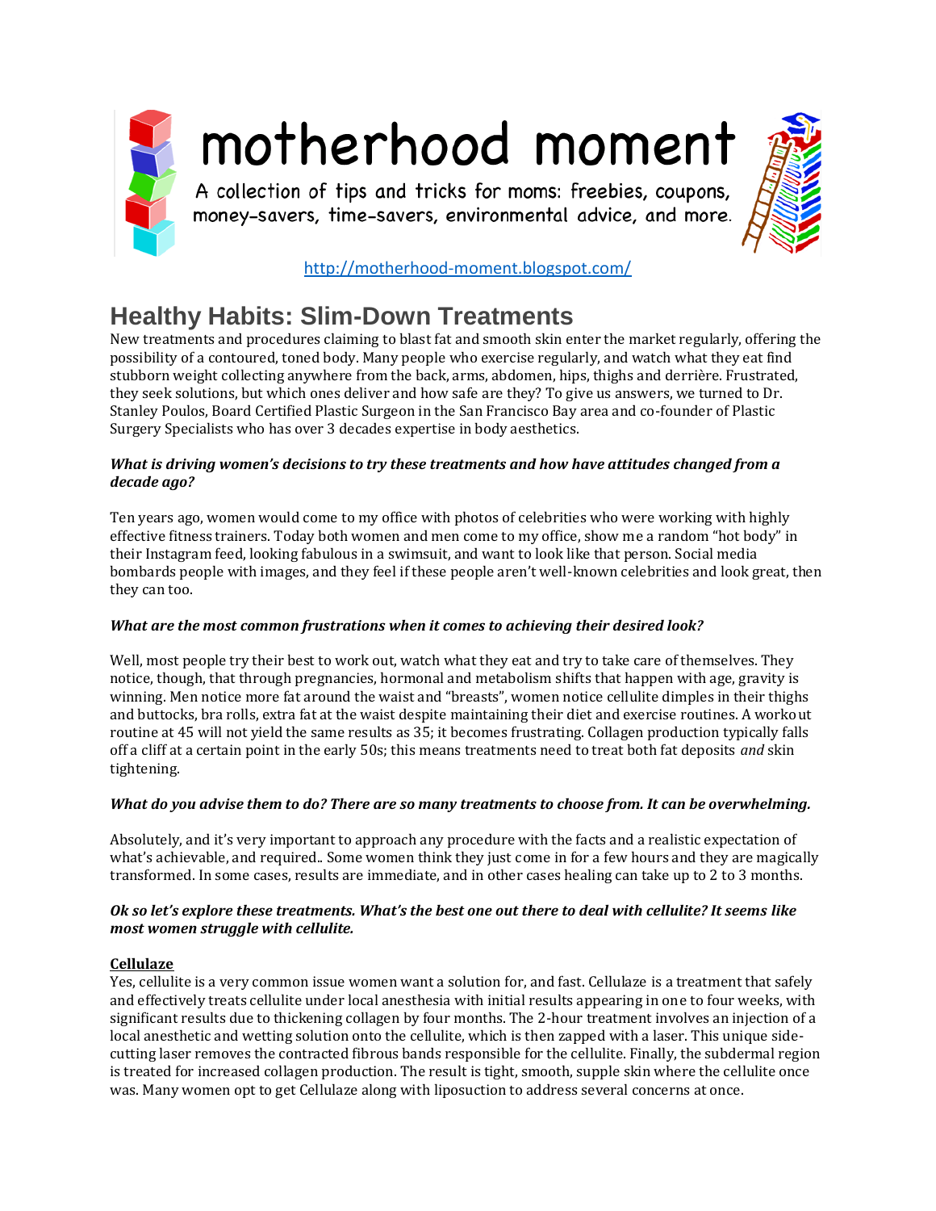# motherhood moment

A collection of tips and tricks for moms: freebies, coupons, money-savers, time-savers, environmental advice, and more.

http://motherhood-moment.blogspot.com/

## Healthy Habits: Slim-Down Treatments

New treatments and procedures claiming to blast fat and smooth skin enter the market regularly, offering the possibility of a contoured, toned body. Many people who exercise regularly, and watch what they eat find stubborn weight collecting anywhere from the back, arms, abdomen, hips, thighs and derrière. Frustrated, they seek solutions, but which ones deliver and how safe are they? To give us answers, we turned to Dr. Stanley Poulos, Board Certified Plastic Surgeon in the San Francisco Bay area and co-founder of Plastic Surgery Specialists who has over 3 decades expertise in body aesthetics.

***What is driving women's decisions to try these treatments and how have attitudes changed from a decade ago?***

Ten years ago, women would come to my office with photos of celebrities who were working with highly effective fitness trainers. Today both women and men come to my office, show me a random "hot body" in their Instagram feed, looking fabulous in a swimsuit, and want to look like that person. Social media bombards people with images, and they feel if these people aren't well-known celebrities and look great, then they can too.

***What are the most common frustrations when it comes to achieving their desired look?***

Well, most people try their best to work out, watch what they eat and try to take care of themselves. They notice, though, that through pregnancies, hormonal and metabolism shifts that happen with age, gravity is winning. Men notice more fat around the waist and "breasts", women notice cellulite dimples in their thighs and buttocks, bra rolls, extra fat at the waist despite maintaining their diet and exercise routines. A workout routine at 45 will not yield the same results as 35; it becomes frustrating. Collagen production typically falls off a cliff at a certain point in the early 50s; this means treatments need to treat both fat deposits *and* skin tightening.

***What do you advise them to do? There are so many treatments to choose from. It can be overwhelming.***

Absolutely, and it's very important to approach any procedure with the facts and a realistic expectation of what's achievable, and required.. Some women think they just come in for a few hours and they are magically transformed. In some cases, results are immediate, and in other cases healing can take up to 2 to 3 months.

***Ok so let's explore these treatments. What's the best one out there to deal with cellulite? It seems like most women struggle with cellulite.***

**Cellulaze**

Yes, cellulite is a very common issue women want a solution for, and fast. Cellulaze is a treatment that safely and effectively treats cellulite under local anesthesia with initial results appearing in one to four weeks, with significant results due to thickening collagen by four months. The 2-hour treatment involves an injection of a local anesthetic and wetting solution onto the cellulite, which is then zapped with a laser. This unique side-cutting laser removes the contracted fibrous bands responsible for the cellulite. Finally, the subdermal region is treated for increased collagen production. The result is tight, smooth, supple skin where the cellulite once was. Many women opt to get Cellulaze along with liposuction to address several concerns at once.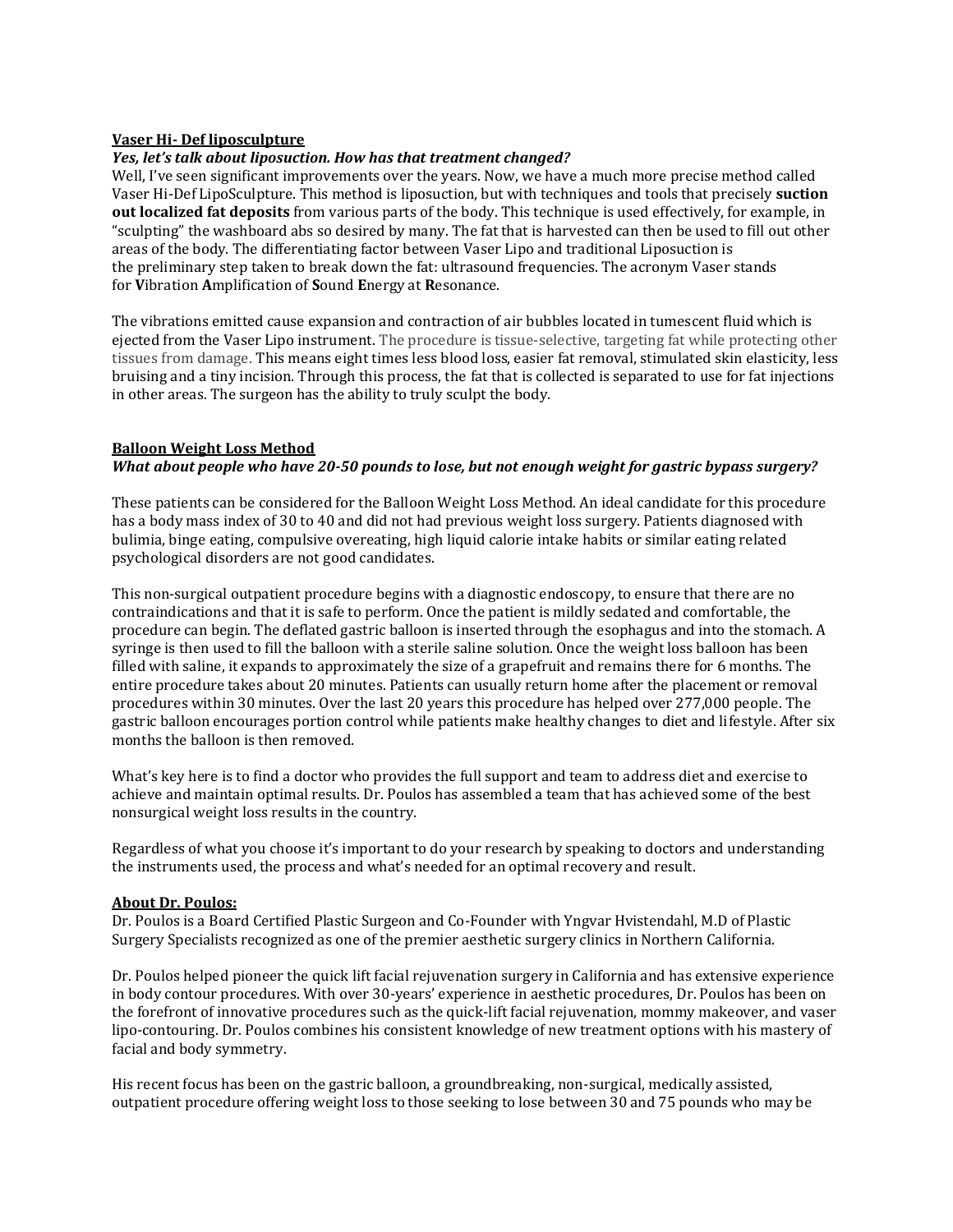**Vaser Hi- Def liposculpture**

***Yes, let's talk about liposuction. How has that treatment changed?***

Well, I've seen significant improvements over the years. Now, we have a much more precise method called Vaser Hi-Def LipoSculpture. This method is liposuction, but with techniques and tools that precisely **suction out localized fat deposits** from various parts of the body. This technique is used effectively, for example, in "sculpting" the washboard abs so desired by many. The fat that is harvested can then be used to fill out other areas of the body. The differentiating factor between Vaser Lipo and traditional Liposuction is the preliminary step taken to break down the fat: ultrasound frequencies. The acronym Vaser stands for **V**ibration **A**mplification of **S**ound **E**nergy at **R**esonance.

The vibrations emitted cause expansion and contraction of air bubbles located in tumescent fluid which is ejected from the Vaser Lipo instrument. The procedure is tissue-selective, targeting fat while protecting other tissues from damage. This means eight times less blood loss, easier fat removal, stimulated skin elasticity, less bruising and a tiny incision. Through this process, the fat that is collected is separated to use for fat injections in other areas. The surgeon has the ability to truly sculpt the body.

**Balloon Weight Loss Method**

***What about people who have 20-50 pounds to lose, but not enough weight for gastric bypass surgery?***

These patients can be considered for the Balloon Weight Loss Method. An ideal candidate for this procedure has a body mass index of 30 to 40 and did not had previous weight loss surgery. Patients diagnosed with bulimia, binge eating, compulsive overeating, high liquid calorie intake habits or similar eating related psychological disorders are not good candidates.

This non-surgical outpatient procedure begins with a diagnostic endoscopy, to ensure that there are no contraindications and that it is safe to perform. Once the patient is mildly sedated and comfortable, the procedure can begin. The deflated gastric balloon is inserted through the esophagus and into the stomach. A syringe is then used to fill the balloon with a sterile saline solution. Once the weight loss balloon has been filled with saline, it expands to approximately the size of a grapefruit and remains there for 6 months. The entire procedure takes about 20 minutes. Patients can usually return home after the placement or removal procedures within 30 minutes. Over the last 20 years this procedure has helped over 277,000 people. The gastric balloon encourages portion control while patients make healthy changes to diet and lifestyle. After six months the balloon is then removed.

What's key here is to find a doctor who provides the full support and team to address diet and exercise to achieve and maintain optimal results. Dr. Poulos has assembled a team that has achieved some of the best nonsurgical weight loss results in the country.

Regardless of what you choose it's important to do your research by speaking to doctors and understanding the instruments used, the process and what's needed for an optimal recovery and result.

**About Dr. Poulos:**

Dr. Poulos is a Board Certified Plastic Surgeon and Co-Founder with Yngvar Hvistendahl, M.D of Plastic Surgery Specialists recognized as one of the premier aesthetic surgery clinics in Northern California.

Dr. Poulos helped pioneer the quick lift facial rejuvenation surgery in California and has extensive experience in body contour procedures. With over 30-years' experience in aesthetic procedures, Dr. Poulos has been on the forefront of innovative procedures such as the quick-lift facial rejuvenation, mommy makeover, and vaser lipo-contouring. Dr. Poulos combines his consistent knowledge of new treatment options with his mastery of facial and body symmetry.

His recent focus has been on the gastric balloon, a groundbreaking, non-surgical, medically assisted, outpatient procedure offering weight loss to those seeking to lose between 30 and 75 pounds who may be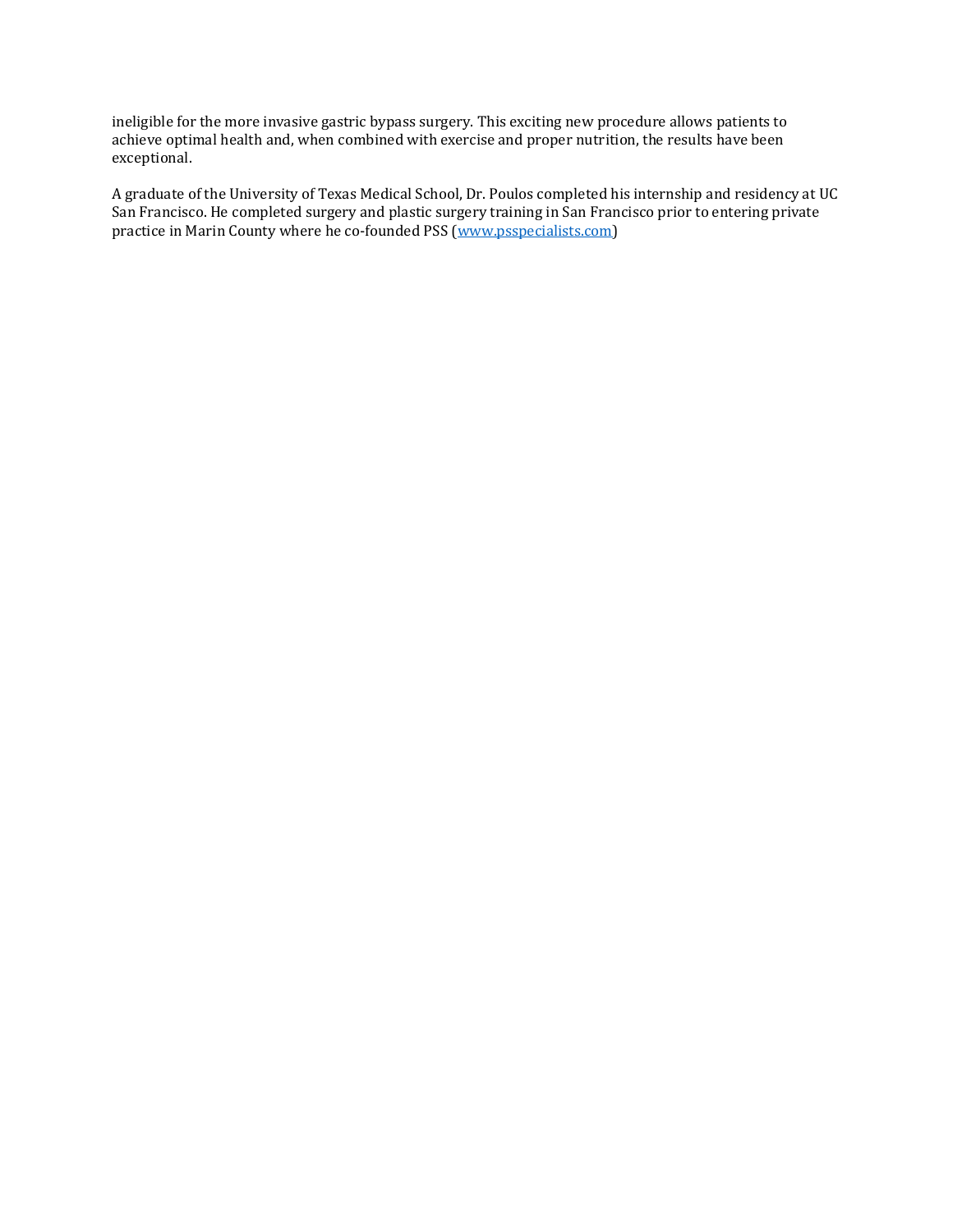ineligible for the more invasive gastric bypass surgery. This exciting new procedure allows patients to achieve optimal health and, when combined with exercise and proper nutrition, the results have been exceptional.

A graduate of the University of Texas Medical School, Dr. Poulos completed his internship and residency at UC San Francisco. He completed surgery and plastic surgery training in San Francisco prior to entering private practice in Marin County where he co-founded PSS ([www.psspecialists.com](http://www.psspecialists.com))